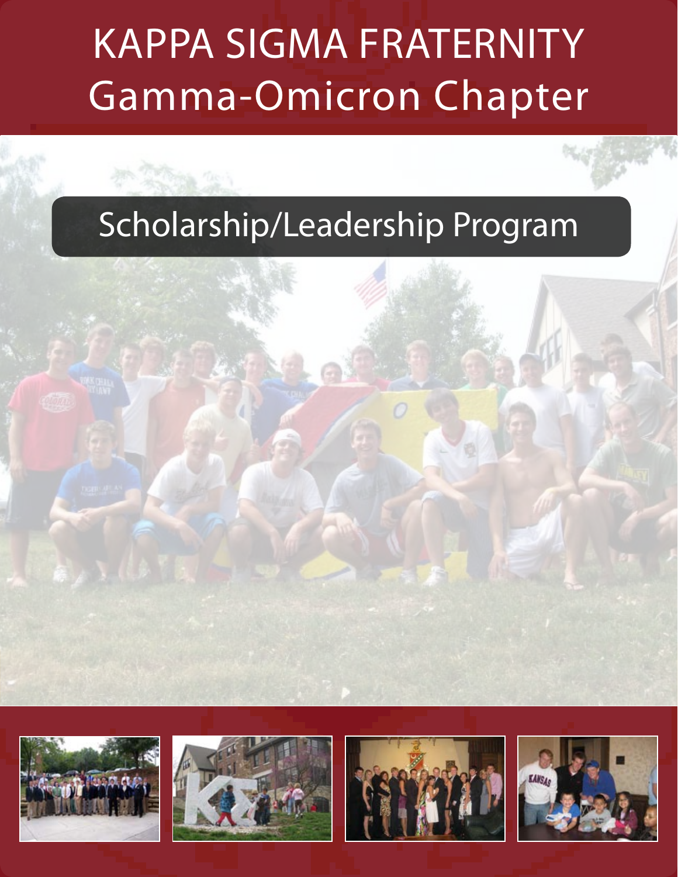# KAPPA SIGMA FRATERNITY
# Gamma-Omicron Chapter

## Scholarship/Leadership Program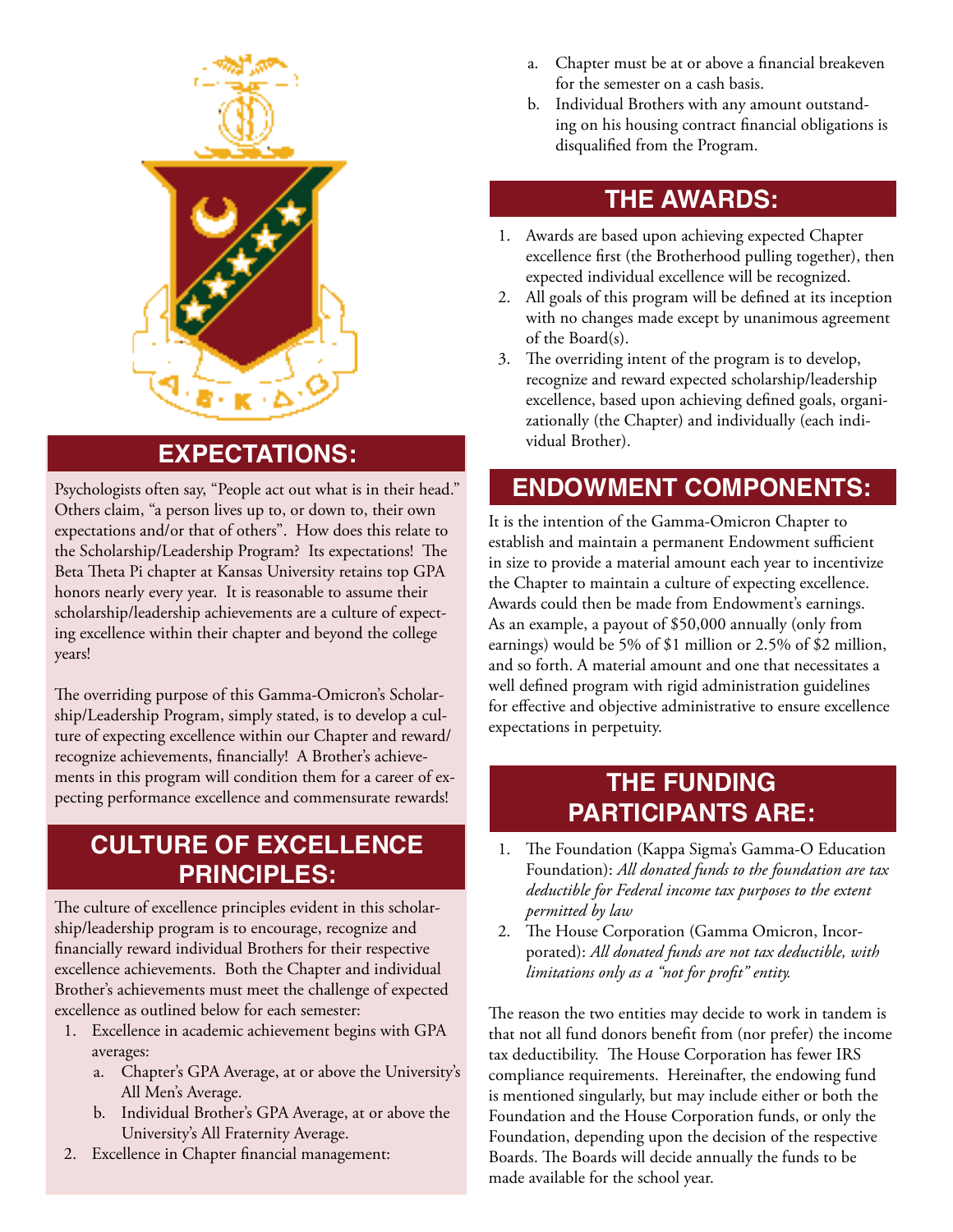## EXPECTATIONS:

Psychologists often say, "People act out what is in their head." Others claim, "a person lives up to, or down to, their own expectations and/or that of others". How does this relate to the Scholarship/Leadership Program? Its expectations! The Beta Theta Pi chapter at Kansas University retains top GPA honors nearly every year. It is reasonable to assume their scholarship/leadership achievements are a culture of expecting excellence within their chapter and beyond the college years!

The overriding purpose of this Gamma-Omicron's Scholarship/Leadership Program, simply stated, is to develop a culture of expecting excellence within our Chapter and reward/recognize achievements, financially! A Brother's achievements in this program will condition them for a career of expecting performance excellence and commensurate rewards!

## CULTURE OF EXCELLENCE PRINCIPLES:

The culture of excellence principles evident in this scholarship/leadership program is to encourage, recognize and financially reward individual Brothers for their respective excellence achievements. Both the Chapter and individual Brother's achievements must meet the challenge of expected excellence as outlined below for each semester:

1. Excellence in academic achievement begins with GPA averages:
   a. Chapter's GPA Average, at or above the University's All Men's Average.
   b. Individual Brother's GPA Average, at or above the University's All Fraternity Average.
2. Excellence in Chapter financial management:
   a. Chapter must be at or above a financial breakeven for the semester on a cash basis.
   b. Individual Brothers with any amount outstanding on his housing contract financial obligations is disqualified from the Program.

## THE AWARDS:

1. Awards are based upon achieving expected Chapter excellence first (the Brotherhood pulling together), then expected individual excellence will be recognized.
2. All goals of this program will be defined at its inception with no changes made except by unanimous agreement of the Board(s).
3. The overriding intent of the program is to develop, recognize and reward expected scholarship/leadership excellence, based upon achieving defined goals, organizationally (the Chapter) and individually (each individual Brother).

## ENDOWMENT COMPONENTS:

It is the intention of the Gamma-Omicron Chapter to establish and maintain a permanent Endowment sufficient in size to provide a material amount each year to incentivize the Chapter to maintain a culture of expecting excellence. Awards could then be made from Endowment's earnings. As an example, a payout of $50,000 annually (only from earnings) would be 5% of $1 million or 2.5% of $2 million, and so forth. A material amount and one that necessitates a well defined program with rigid administration guidelines for effective and objective administrative to ensure excellence expectations in perpetuity.

## THE FUNDING PARTICIPANTS ARE:

1. The Foundation (Kappa Sigma's Gamma-O Education Foundation): *All donated funds to the foundation are tax deductible for Federal income tax purposes to the extent permitted by law*
2. The House Corporation (Gamma Omicron, Incorporated): *All donated funds are not tax deductible, with limitations only as a "not for profit" entity.*

The reason the two entities may decide to work in tandem is that not all fund donors benefit from (nor prefer) the income tax deductibility. The House Corporation has fewer IRS compliance requirements. Hereinafter, the endowing fund is mentioned singularly, but may include either or both the Foundation and the House Corporation funds, or only the Foundation, depending upon the decision of the respective Boards. The Boards will decide annually the funds to be made available for the school year.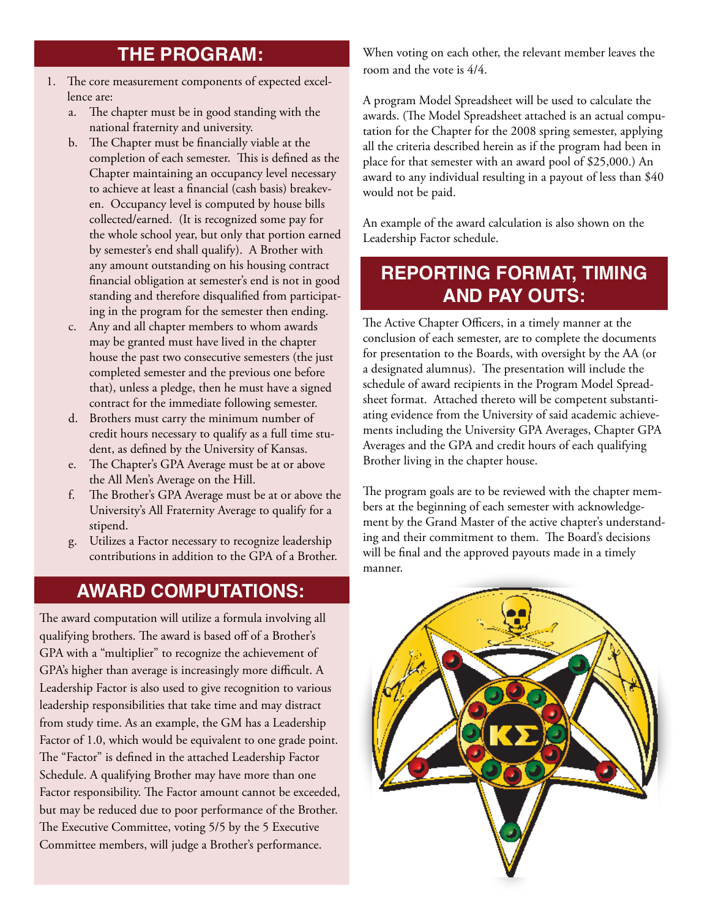## THE PROGRAM:

1. The core measurement components of expected excellence are:
   a. The chapter must be in good standing with the national fraternity and university.
   b. The Chapter must be financially viable at the completion of each semester. This is defined as the Chapter maintaining an occupancy level necessary to achieve at least a financial (cash basis) breakeven. Occupancy level is computed by house bills collected/earned. (It is recognized some pay for the whole school year, but only that portion earned by semester's end shall qualify). A Brother with any amount outstanding on his housing contract financial obligation at semester's end is not in good standing and therefore disqualified from participating in the program for the semester then ending.
   c. Any and all chapter members to whom awards may be granted must have lived in the chapter house the past two consecutive semesters (the just completed semester and the previous one before that), unless a pledge, then he must have a signed contract for the immediate following semester.
   d. Brothers must carry the minimum number of credit hours necessary to qualify as a full time student, as defined by the University of Kansas.
   e. The Chapter's GPA Average must be at or above the All Men's Average on the Hill.
   f. The Brother's GPA Average must be at or above the University's All Fraternity Average to qualify for a stipend.
   g. Utilizes a Factor necessary to recognize leadership contributions in addition to the GPA of a Brother.

## AWARD COMPUTATIONS:

The award computation will utilize a formula involving all qualifying brothers. The award is based off of a Brother's GPA with a "multiplier" to recognize the achievement of GPA's higher than average is increasingly more difficult. A Leadership Factor is also used to give recognition to various leadership responsibilities that take time and may distract from study time. As an example, the GM has a Leadership Factor of 1.0, which would be equivalent to one grade point. The "Factor" is defined in the attached Leadership Factor Schedule. A qualifying Brother may have more than one Factor responsibility. The Factor amount cannot be exceeded, but may be reduced due to poor performance of the Brother. The Executive Committee, voting 5/5 by the 5 Executive Committee members, will judge a Brother's performance.

When voting on each other, the relevant member leaves the room and the vote is 4/4.

A program Model Spreadsheet will be used to calculate the awards. (The Model Spreadsheet attached is an actual computation for the Chapter for the 2008 spring semester, applying all the criteria described herein as if the program had been in place for that semester with an award pool of $25,000.) An award to any individual resulting in a payout of less than $40 would not be paid.

An example of the award calculation is also shown on the Leadership Factor schedule.

## REPORTING FORMAT, TIMING AND PAY OUTS:

The Active Chapter Officers, in a timely manner at the conclusion of each semester, are to complete the documents for presentation to the Boards, with oversight by the AA (or a designated alumnus). The presentation will include the schedule of award recipients in the Program Model Spreadsheet format. Attached thereto will be competent substantiating evidence from the University of said academic achievements including the University GPA Averages, Chapter GPA Averages and the GPA and credit hours of each qualifying Brother living in the chapter house.

The program goals are to be reviewed with the chapter members at the beginning of each semester with acknowledgement by the Grand Master of the active chapter's understanding and their commitment to them. The Board's decisions will be final and the approved payouts made in a timely manner.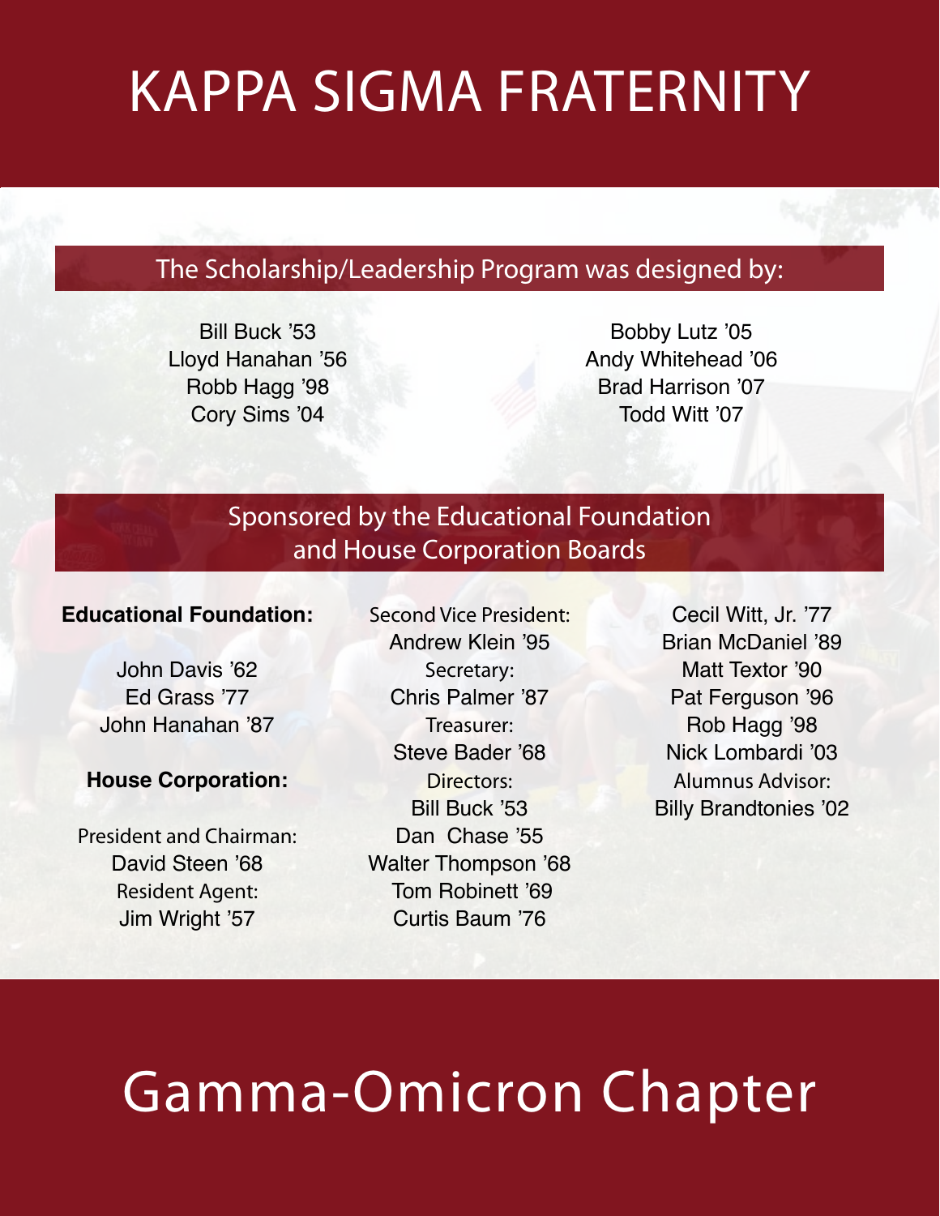# KAPPA SIGMA FRATERNITY

## The Scholarship/Leadership Program was designed by:

Bill Buck '53
Lloyd Hanahan '56
Robb Hagg '98
Cory Sims '04

Bobby Lutz '05
Andy Whitehead '06
Brad Harrison '07
Todd Witt '07

## Sponsored by the Educational Foundation and House Corporation Boards

**Educational Foundation:**

John Davis '62
Ed Grass '77
John Hanahan '87

**House Corporation:**

President and Chairman:
David Steen '68
Resident Agent:
Jim Wright '57

Second Vice President:
Andrew Klein '95
Secretary:
Chris Palmer '87
Treasurer:
Steve Bader '68
Directors:
Bill Buck '53
Dan Chase '55
Walter Thompson '68
Tom Robinett '69
Curtis Baum '76

Cecil Witt, Jr. '77
Brian McDaniel '89
Matt Textor '90
Pat Ferguson '96
Rob Hagg '98
Nick Lombardi '03
Alumnus Advisor:
Billy Brandtonies '02

# Gamma-Omicron Chapter